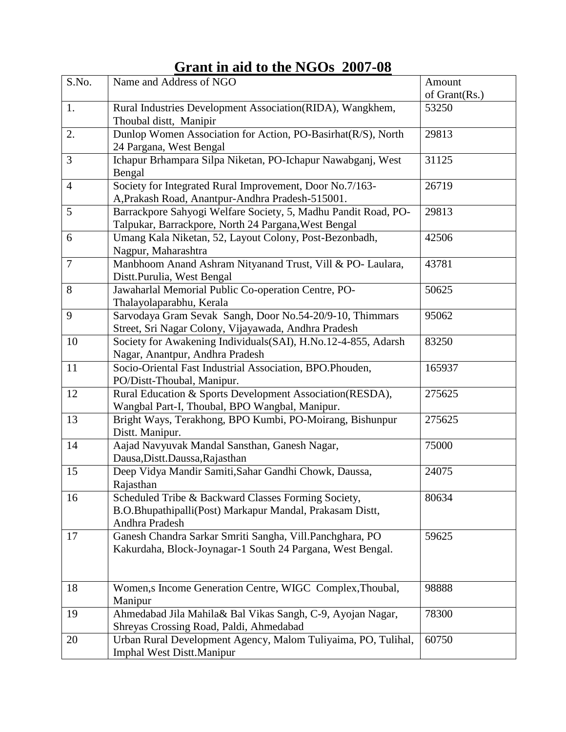# Grant in aid to the NGOs 2007-08

| S.No. | Name and Address of NGO | Amount of Grant(Rs.) |
|---|---|---|
| 1. | Rural Industries Development Association(RIDA), Wangkhem, Thoubal distt, Manipir | 53250 |
| 2. | Dunlop Women Association for Action, PO-Basirhat(R/S), North 24 Pargana, West Bengal | 29813 |
| 3 | Ichapur Brhampara Silpa Niketan, PO-Ichapur Nawabganj, West Bengal | 31125 |
| 4 | Society for Integrated Rural Improvement, Door No.7/163-A,Prakash Road, Anantpur-Andhra Pradesh-515001. | 26719 |
| 5 | Barrackpore Sahyogi Welfare Society, 5, Madhu Pandit Road, PO-Talpukar, Barrackpore, North 24 Pargana,West Bengal | 29813 |
| 6 | Umang Kala Niketan, 52, Layout Colony, Post-Bezonbadh, Nagpur, Maharashtra | 42506 |
| 7 | Manbhoom Anand Ashram Nityanand Trust, Vill & PO- Laulara, Distt.Purulia, West Bengal | 43781 |
| 8 | Jawaharlal Memorial Public Co-operation Centre, PO-Thalayolaparabhu, Kerala | 50625 |
| 9 | Sarvodaya Gram Sevak Sangh, Door No.54-20/9-10, Thimmars Street, Sri Nagar Colony, Vijayawada, Andhra Pradesh | 95062 |
| 10 | Society for Awakening Individuals(SAI), H.No.12-4-855, Adarsh Nagar, Anantpur, Andhra Pradesh | 83250 |
| 11 | Socio-Oriental Fast Industrial Association, BPO.Phouden, PO/Distt-Thoubal, Manipur. | 165937 |
| 12 | Rural Education & Sports Development Association(RESDA), Wangbal Part-I, Thoubal, BPO Wangbal, Manipur. | 275625 |
| 13 | Bright Ways, Terakhong, BPO Kumbi, PO-Moirang, Bishunpur Distt. Manipur. | 275625 |
| 14 | Aajad Navyuvak Mandal Sansthan, Ganesh Nagar, Dausa,Distt.Daussa,Rajasthan | 75000 |
| 15 | Deep Vidya Mandir Samiti,Sahar Gandhi Chowk, Daussa, Rajasthan | 24075 |
| 16 | Scheduled Tribe & Backward Classes Forming Society, B.O.Bhupathipalli(Post) Markapur Mandal, Prakasam Distt, Andhra Pradesh | 80634 |
| 17 | Ganesh Chandra Sarkar Smriti Sangha, Vill.Panchghara, PO Kakurdaha, Block-Joynagar-1 South 24 Pargana, West Bengal. | 59625 |
| 18 | Women,s Income Generation Centre, WIGC Complex,Thoubal, Manipur | 98888 |
| 19 | Ahmedabad Jila Mahila& Bal Vikas Sangh, C-9, Ayojan Nagar, Shreyas Crossing Road, Paldi, Ahmedabad | 78300 |
| 20 | Urban Rural Development Agency, Malom Tuliyaima, PO, Tulihal, Imphal West Distt.Manipur | 60750 |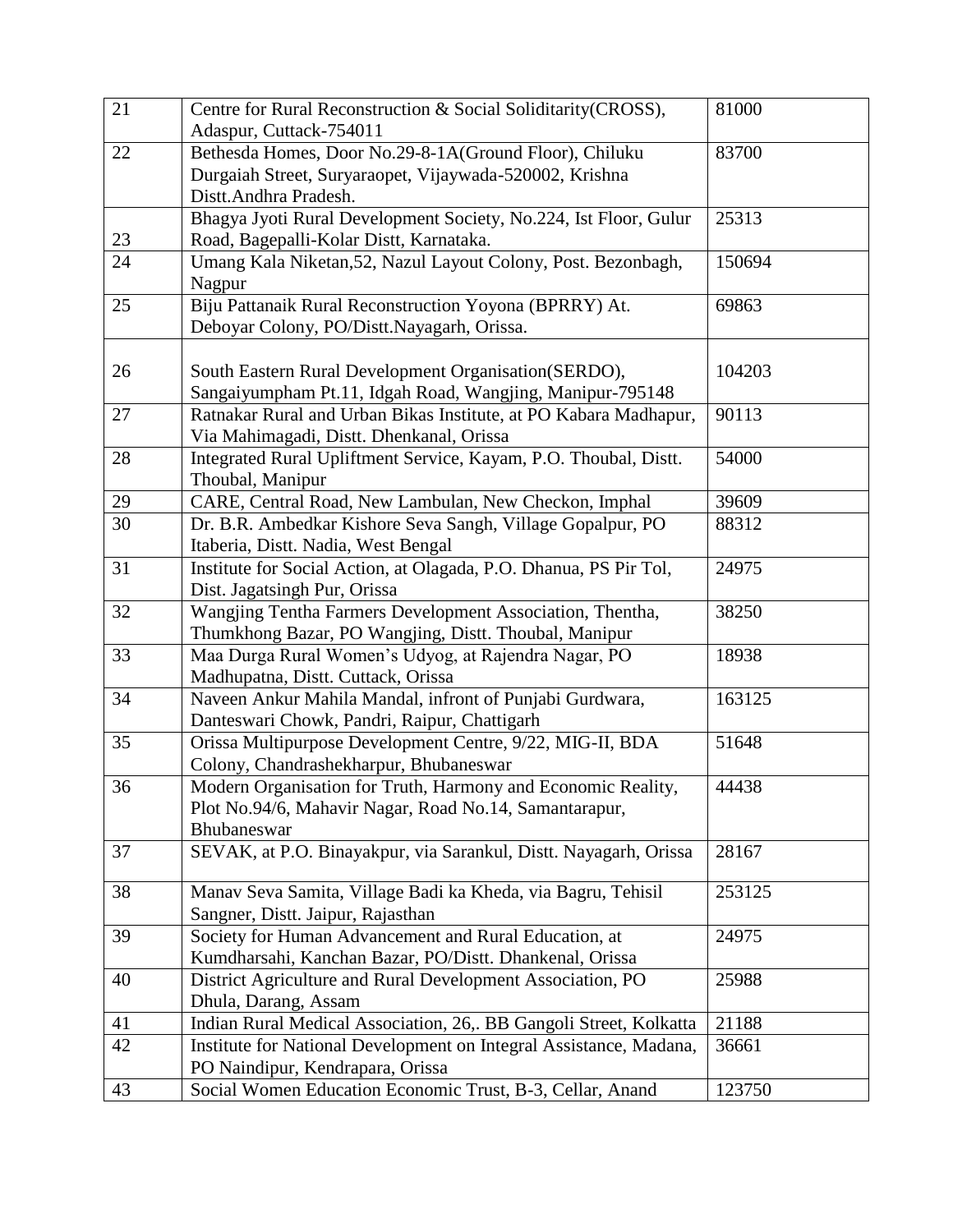| | | |
|---|---|---|
| 21 | Centre for Rural Reconstruction & Social Soliditarity(CROSS), Adaspur, Cuttack-754011 | 81000 |
| 22 | Bethesda Homes, Door No.29-8-1A(Ground Floor), Chiluku Durgaiah Street, Suryaraopet, Vijaywada-520002, Krishna Distt.Andhra Pradesh. | 83700 |
| 23 | Bhagya Jyoti Rural Development Society, No.224, Ist Floor, Gulur Road, Bagepalli-Kolar Distt, Karnataka. | 25313 |
| 24 | Umang Kala Niketan,52, Nazul Layout Colony, Post. Bezonbagh, Nagpur | 150694 |
| 25 | Biju Pattanaik Rural Reconstruction Yoyona (BPRRY) At. Deboyar Colony, PO/Distt.Nayagarh, Orissa. | 69863 |
| 26 | South Eastern Rural Development Organisation(SERDO), Sangaiyumpham Pt.11, Idgah Road, Wangjing, Manipur-795148 | 104203 |
| 27 | Ratnakar Rural and Urban Bikas Institute, at PO Kabara Madhapur, Via Mahimagadi, Distt. Dhenkanal, Orissa | 90113 |
| 28 | Integrated Rural Upliftment Service, Kayam, P.O. Thoubal, Distt. Thoubal, Manipur | 54000 |
| 29 | CARE, Central Road, New Lambulan, New Checkon, Imphal | 39609 |
| 30 | Dr. B.R. Ambedkar Kishore Seva Sangh, Village Gopalpur, PO Itaberia, Distt. Nadia, West Bengal | 88312 |
| 31 | Institute for Social Action, at Olagada, P.O. Dhanua, PS Pir Tol, Dist. Jagatsingh Pur, Orissa | 24975 |
| 32 | Wangjing Tentha Farmers Development Association, Thentha, Thumkhong Bazar, PO Wangjing, Distt. Thoubal, Manipur | 38250 |
| 33 | Maa Durga Rural Women's Udyog, at Rajendra Nagar, PO Madhupatna, Distt. Cuttack, Orissa | 18938 |
| 34 | Naveen Ankur Mahila Mandal, infront of Punjabi Gurdwara, Danteswari Chowk, Pandri, Raipur, Chattigarh | 163125 |
| 35 | Orissa Multipurpose Development Centre, 9/22, MIG-II, BDA Colony, Chandrashekharpur, Bhubaneswar | 51648 |
| 36 | Modern Organisation for Truth, Harmony and Economic Reality, Plot No.94/6, Mahavir Nagar, Road No.14, Samantarapur, Bhubaneswar | 44438 |
| 37 | SEVAK, at P.O. Binayakpur, via Sarankul, Distt. Nayagarh, Orissa | 28167 |
| 38 | Manav Seva Samita, Village Badi ka Kheda, via Bagru, Tehisil Sangner, Distt. Jaipur, Rajasthan | 253125 |
| 39 | Society for Human Advancement and Rural Education, at Kumdharsahi, Kanchan Bazar, PO/Distt. Dhankenal, Orissa | 24975 |
| 40 | District Agriculture and Rural Development Association, PO Dhula, Darang, Assam | 25988 |
| 41 | Indian Rural Medical Association, 26,. BB Gangoli Street, Kolkatta | 21188 |
| 42 | Institute for National Development on Integral Assistance, Madana, PO Naindipur, Kendrapara, Orissa | 36661 |
| 43 | Social Women Education Economic Trust, B-3, Cellar, Anand | 123750 |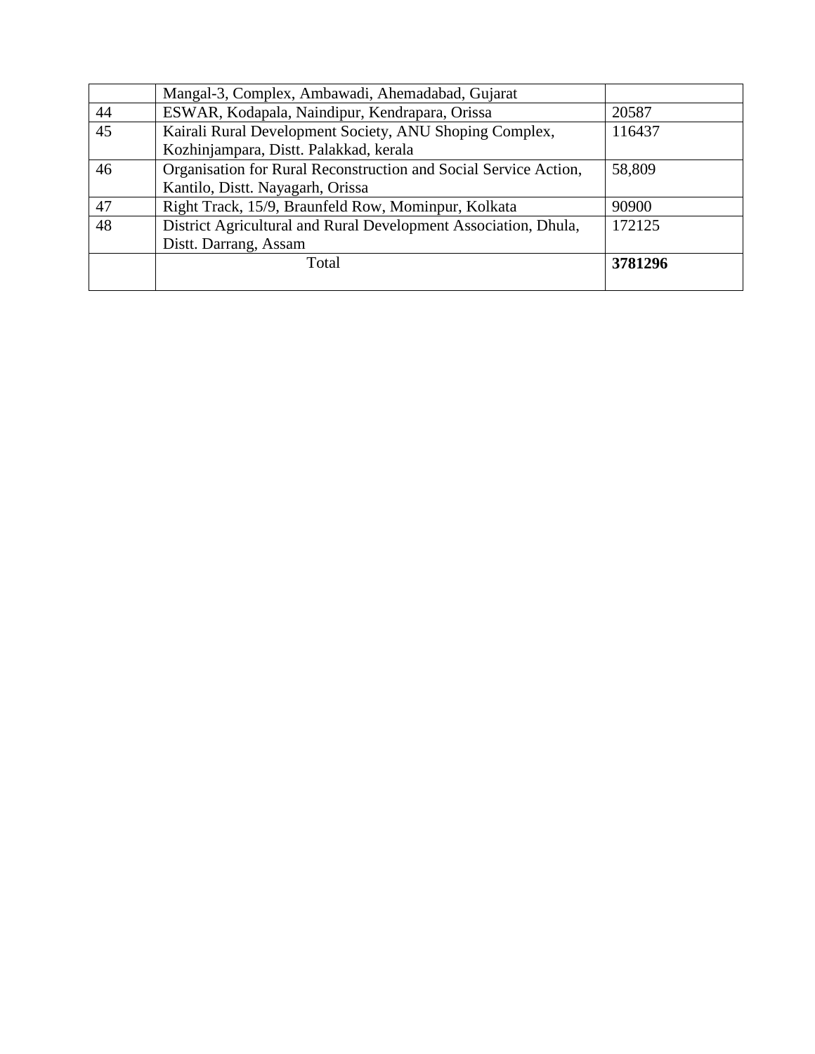|  |  |  |
|---|---|---|
|  | Mangal-3, Complex, Ambawadi, Ahemadabad, Gujarat |  |
| 44 | ESWAR, Kodapala, Naindipur, Kendrapara, Orissa | 20587 |
| 45 | Kairali Rural Development Society, ANU Shoping Complex, Kozhinjampara, Distt. Palakkad, kerala | 116437 |
| 46 | Organisation for Rural Reconstruction and Social Service Action, Kantilo, Distt. Nayagarh, Orissa | 58,809 |
| 47 | Right Track, 15/9, Braunfeld Row, Mominpur, Kolkata | 90900 |
| 48 | District Agricultural and Rural Development Association, Dhula, Distt. Darrang, Assam | 172125 |
|  | Total | **3781296** |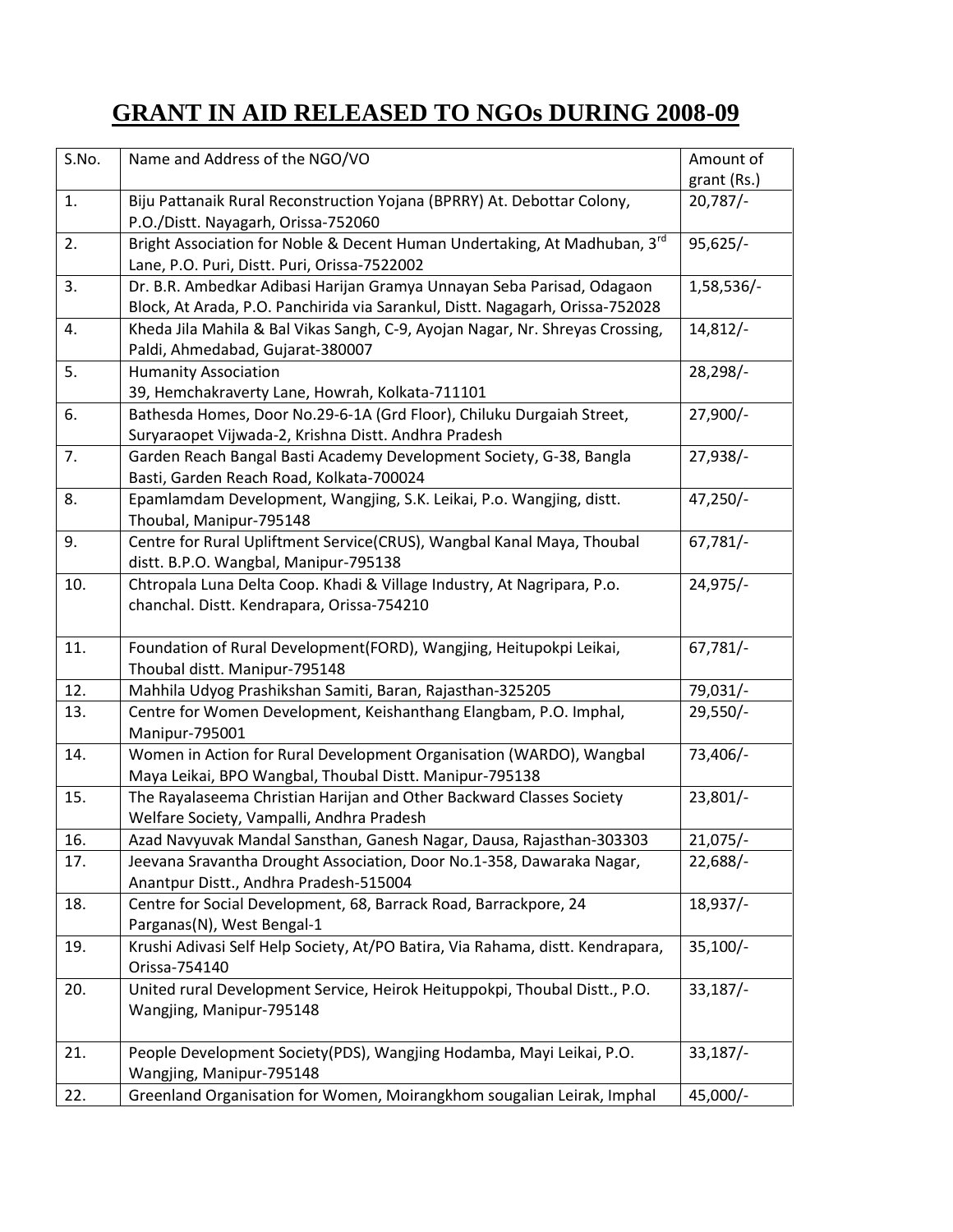# GRANT IN AID RELEASED TO NGOs DURING 2008-09

| S.No. | Name and Address of the NGO/VO | Amount of grant (Rs.) |
|---|---|---|
| 1. | Biju Pattanaik Rural Reconstruction Yojana (BPRRY) At. Debottar Colony, P.O./Distt. Nayagarh, Orissa-752060 | 20,787/- |
| 2. | Bright Association for Noble & Decent Human Undertaking, At Madhuban, 3rd Lane, P.O. Puri, Distt. Puri, Orissa-7522002 | 95,625/- |
| 3. | Dr. B.R. Ambedkar Adibasi Harijan Gramya Unnayan Seba Parisad, Odagaon Block, At Arada, P.O. Panchirida via Sarankul, Distt. Nagagarh, Orissa-752028 | 1,58,536/- |
| 4. | Kheda Jila Mahila & Bal Vikas Sangh, C-9, Ayojan Nagar, Nr. Shreyas Crossing, Paldi, Ahmedabad, Gujarat-380007 | 14,812/- |
| 5. | Humanity Association 39, Hemchakraverty Lane, Howrah, Kolkata-711101 | 28,298/- |
| 6. | Bathesda Homes, Door No.29-6-1A (Grd Floor), Chiluku Durgaiah Street, Suryaraopet Vijwada-2, Krishna Distt. Andhra Pradesh | 27,900/- |
| 7. | Garden Reach Bangal Basti Academy Development Society, G-38, Bangla Basti, Garden Reach Road, Kolkata-700024 | 27,938/- |
| 8. | Epamlamdam Development, Wangjing, S.K. Leikai, P.o. Wangjing, distt. Thoubal, Manipur-795148 | 47,250/- |
| 9. | Centre for Rural Upliftment Service(CRUS), Wangbal Kanal Maya, Thoubal distt. B.P.O. Wangbal, Manipur-795138 | 67,781/- |
| 10. | Chtropala Luna Delta Coop. Khadi & Village Industry, At Nagripara, P.o. chanchal. Distt. Kendrapara, Orissa-754210 | 24,975/- |
| 11. | Foundation of Rural Development(FORD), Wangjing, Heitupokpi Leikai, Thoubal distt. Manipur-795148 | 67,781/- |
| 12. | Mahhila Udyog Prashikshan Samiti, Baran, Rajasthan-325205 | 79,031/- |
| 13. | Centre for Women Development, Keishanthang Elangbam, P.O. Imphal, Manipur-795001 | 29,550/- |
| 14. | Women in Action for Rural Development Organisation (WARDO), Wangbal Maya Leikai, BPO Wangbal, Thoubal Distt. Manipur-795138 | 73,406/- |
| 15. | The Rayalaseema Christian Harijan and Other Backward Classes Society Welfare Society, Vampalli, Andhra Pradesh | 23,801/- |
| 16. | Azad Navyuvak Mandal Sansthan, Ganesh Nagar, Dausa, Rajasthan-303303 | 21,075/- |
| 17. | Jeevana Sravantha Drought Association, Door No.1-358, Dawaraka Nagar, Anantpur Distt., Andhra Pradesh-515004 | 22,688/- |
| 18. | Centre for Social Development, 68, Barrack Road, Barrackpore, 24 Parganas(N), West Bengal-1 | 18,937/- |
| 19. | Krushi Adivasi Self Help Society, At/PO Batira, Via Rahama, distt. Kendrapara, Orissa-754140 | 35,100/- |
| 20. | United rural Development Service, Heirok Heituppokpi, Thoubal Distt., P.O. Wangjing, Manipur-795148 | 33,187/- |
| 21. | People Development Society(PDS), Wangjing Hodamba, Mayi Leikai, P.O. Wangjing, Manipur-795148 | 33,187/- |
| 22. | Greenland Organisation for Women, Moirangkhom sougalian Leirak, Imphal | 45,000/- |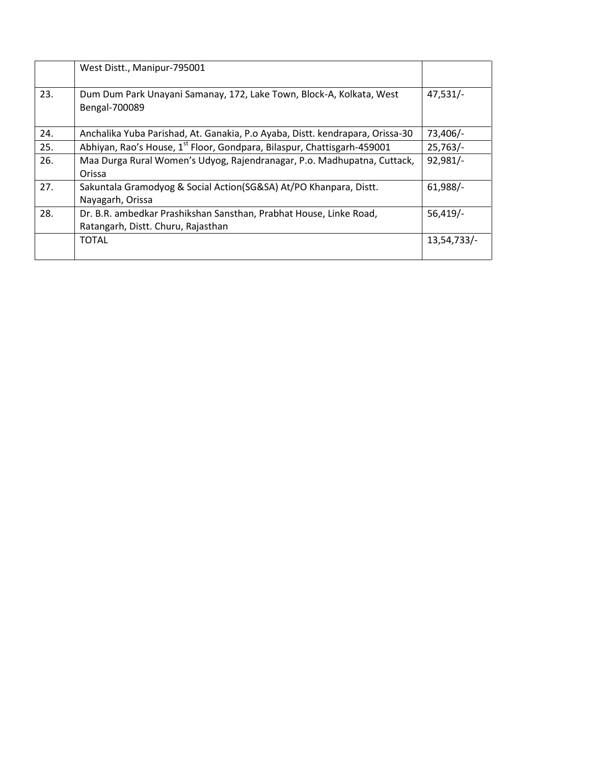|  |  |  |
|---|---|---|
|  | West Distt., Manipur-795001 |  |
| 23. | Dum Dum Park Unayani Samanay, 172, Lake Town, Block-A, Kolkata, West Bengal-700089 | 47,531/- |
| 24. | Anchalika Yuba Parishad, At. Ganakia, P.o Ayaba, Distt. kendrapara, Orissa-30 | 73,406/- |
| 25. | Abhiyan, Rao's House, 1st Floor, Gondpara, Bilaspur, Chattisgarh-459001 | 25,763/- |
| 26. | Maa Durga Rural Women's Udyog, Rajendranagar, P.o. Madhupatna, Cuttack, Orissa | 92,981/- |
| 27. | Sakuntala Gramodyog & Social Action(SG&SA) At/PO Khanpara, Distt. Nayagarh, Orissa | 61,988/- |
| 28. | Dr. B.R. ambedkar Prashikshan Sansthan, Prabhat House, Linke Road, Ratangarh, Distt. Churu, Rajasthan | 56,419/- |
|  | TOTAL | 13,54,733/- |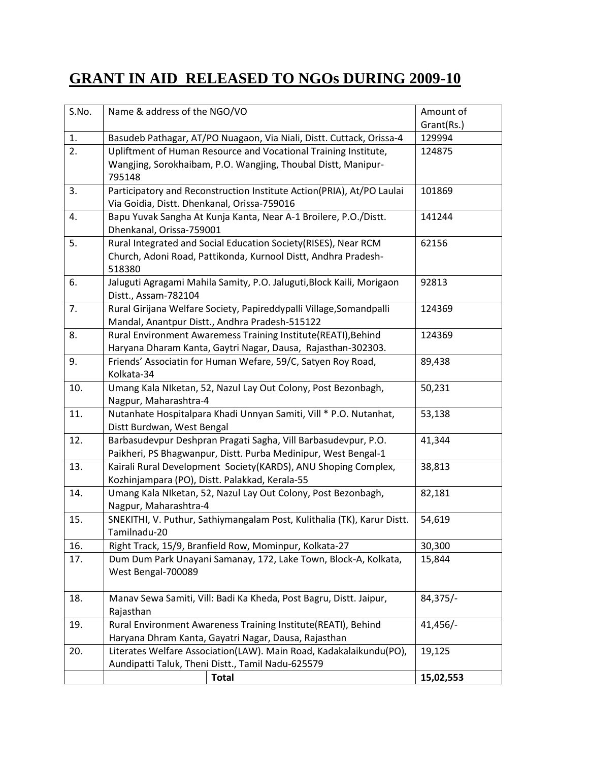# GRANT IN AID RELEASED TO NGOs DURING 2009-10

| S.No. | Name & address of the NGO/VO | Amount of Grant(Rs.) |
|---|---|---|
| 1. | Basudeb Pathagar, AT/PO Nuagaon, Via Niali, Distt. Cuttack, Orissa-4 | 129994 |
| 2. | Upliftment of Human Resource and Vocational Training Institute, Wangjing, Sorokhaibam, P.O. Wangjing, Thoubal Distt, Manipur-795148 | 124875 |
| 3. | Participatory and Reconstruction Institute Action(PRIA), At/PO Laulai Via Goidia, Distt. Dhenkanal, Orissa-759016 | 101869 |
| 4. | Bapu Yuvak Sangha At Kunja Kanta, Near A-1 Broilere, P.O./Distt. Dhenkanal, Orissa-759001 | 141244 |
| 5. | Rural Integrated and Social Education Society(RISES), Near RCM Church, Adoni Road, Pattikonda, Kurnool Distt, Andhra Pradesh-518380 | 62156 |
| 6. | Jaluguti Agragami Mahila Samity, P.O. Jaluguti,Block Kaili, Morigaon Distt., Assam-782104 | 92813 |
| 7. | Rural Girijana Welfare Society, Papireddypalli Village,Somandpalli Mandal, Anantpur Distt., Andhra Pradesh-515122 | 124369 |
| 8. | Rural Environment Awaremess Training Institute(REATI),Behind Haryana Dharam Kanta, Gaytri Nagar, Dausa, Rajasthan-302303. | 124369 |
| 9. | Friends' Associatin for Human Wefare, 59/C, Satyen Roy Road, Kolkata-34 | 89,438 |
| 10. | Umang Kala NIketan, 52, Nazul Lay Out Colony, Post Bezonbagh, Nagpur, Maharashtra-4 | 50,231 |
| 11. | Nutanhate Hospitalpara Khadi Unnyan Samiti, Vill * P.O. Nutanhat, Distt Burdwan, West Bengal | 53,138 |
| 12. | Barbasudevpur Deshpran Pragati Sagha, Vill Barbasudevpur, P.O. Paikheri, PS Bhagwanpur, Distt. Purba Medinipur, West Bengal-1 | 41,344 |
| 13. | Kairali Rural Development Society(KARDS), ANU Shoping Complex, Kozhinjampara (PO), Distt. Palakkad, Kerala-55 | 38,813 |
| 14. | Umang Kala NIketan, 52, Nazul Lay Out Colony, Post Bezonbagh, Nagpur, Maharashtra-4 | 82,181 |
| 15. | SNEKITHI, V. Puthur, Sathiymangalam Post, Kulithalia (TK), Karur Distt. Tamilnadu-20 | 54,619 |
| 16. | Right Track, 15/9, Branfield Row, Mominpur, Kolkata-27 | 30,300 |
| 17. | Dum Dum Park Unayani Samanay, 172, Lake Town, Block-A, Kolkata, West Bengal-700089 | 15,844 |
| 18. | Manav Sewa Samiti, Vill: Badi Ka Kheda, Post Bagru, Distt. Jaipur, Rajasthan | 84,375/- |
| 19. | Rural Environment Awareness Training Institute(REATI), Behind Haryana Dhram Kanta, Gayatri Nagar, Dausa, Rajasthan | 41,456/- |
| 20. | Literates Welfare Association(LAW). Main Road, Kadakalaikundu(PO), Aundipatti Taluk, Theni Distt., Tamil Nadu-625579 | 19,125 |
| | **Total** | **15,02,553** |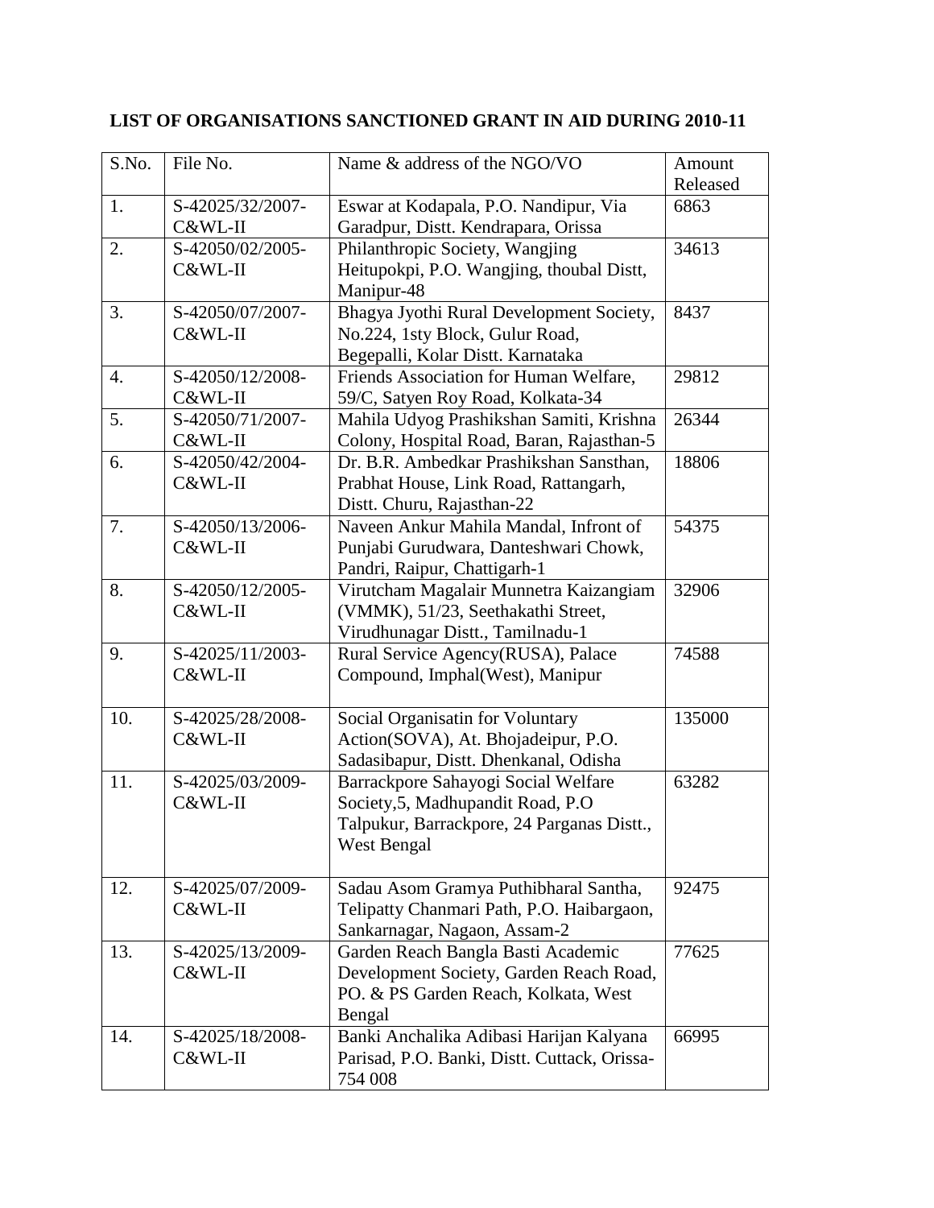## LIST OF ORGANISATIONS SANCTIONED GRANT IN AID DURING 2010-11

| S.No. | File No. | Name & address of the NGO/VO | Amount Released |
|---|---|---|---|
| 1. | S-42025/32/2007-C&WL-II | Eswar at Kodapala, P.O. Nandipur, Via Garadpur, Distt. Kendrapara, Orissa | 6863 |
| 2. | S-42050/02/2005-C&WL-II | Philanthropic Society, Wangjing Heitupokpi, P.O. Wangjing, thoubal Distt, Manipur-48 | 34613 |
| 3. | S-42050/07/2007-C&WL-II | Bhagya Jyothi Rural Development Society, No.224, 1sty Block, Gulur Road, Begepalli, Kolar Distt. Karnataka | 8437 |
| 4. | S-42050/12/2008-C&WL-II | Friends Association for Human Welfare, 59/C, Satyen Roy Road, Kolkata-34 | 29812 |
| 5. | S-42050/71/2007-C&WL-II | Mahila Udyog Prashikshan Samiti, Krishna Colony, Hospital Road, Baran, Rajasthan-5 | 26344 |
| 6. | S-42050/42/2004-C&WL-II | Dr. B.R. Ambedkar Prashikshan Sansthan, Prabhat House, Link Road, Rattangarh, Distt. Churu, Rajasthan-22 | 18806 |
| 7. | S-42050/13/2006-C&WL-II | Naveen Ankur Mahila Mandal, Infront of Punjabi Gurudwara, Danteshwari Chowk, Pandri, Raipur, Chattigarh-1 | 54375 |
| 8. | S-42050/12/2005-C&WL-II | Virutcham Magalair Munnetra Kaizangiam (VMMK), 51/23, Seethakathi Street, Virudhunagar Distt., Tamilnadu-1 | 32906 |
| 9. | S-42025/11/2003-C&WL-II | Rural Service Agency(RUSA), Palace Compound, Imphal(West), Manipur | 74588 |
| 10. | S-42025/28/2008-C&WL-II | Social Organisatin for Voluntary Action(SOVA), At. Bhojadeipur, P.O. Sadasibapur, Distt. Dhenkanal, Odisha | 135000 |
| 11. | S-42025/03/2009-C&WL-II | Barrackpore Sahayogi Social Welfare Society,5, Madhupandit Road, P.O Talpukur, Barrackpore, 24 Parganas Distt., West Bengal | 63282 |
| 12. | S-42025/07/2009-C&WL-II | Sadau Asom Gramya Puthibharal Santha, Telipatty Chanmari Path, P.O. Haibargaon, Sankarnagar, Nagaon, Assam-2 | 92475 |
| 13. | S-42025/13/2009-C&WL-II | Garden Reach Bangla Basti Academic Development Society, Garden Reach Road, PO. & PS Garden Reach, Kolkata, West Bengal | 77625 |
| 14. | S-42025/18/2008-C&WL-II | Banki Anchalika Adibasi Harijan Kalyana Parisad, P.O. Banki, Distt. Cuttack, Orissa-754 008 | 66995 |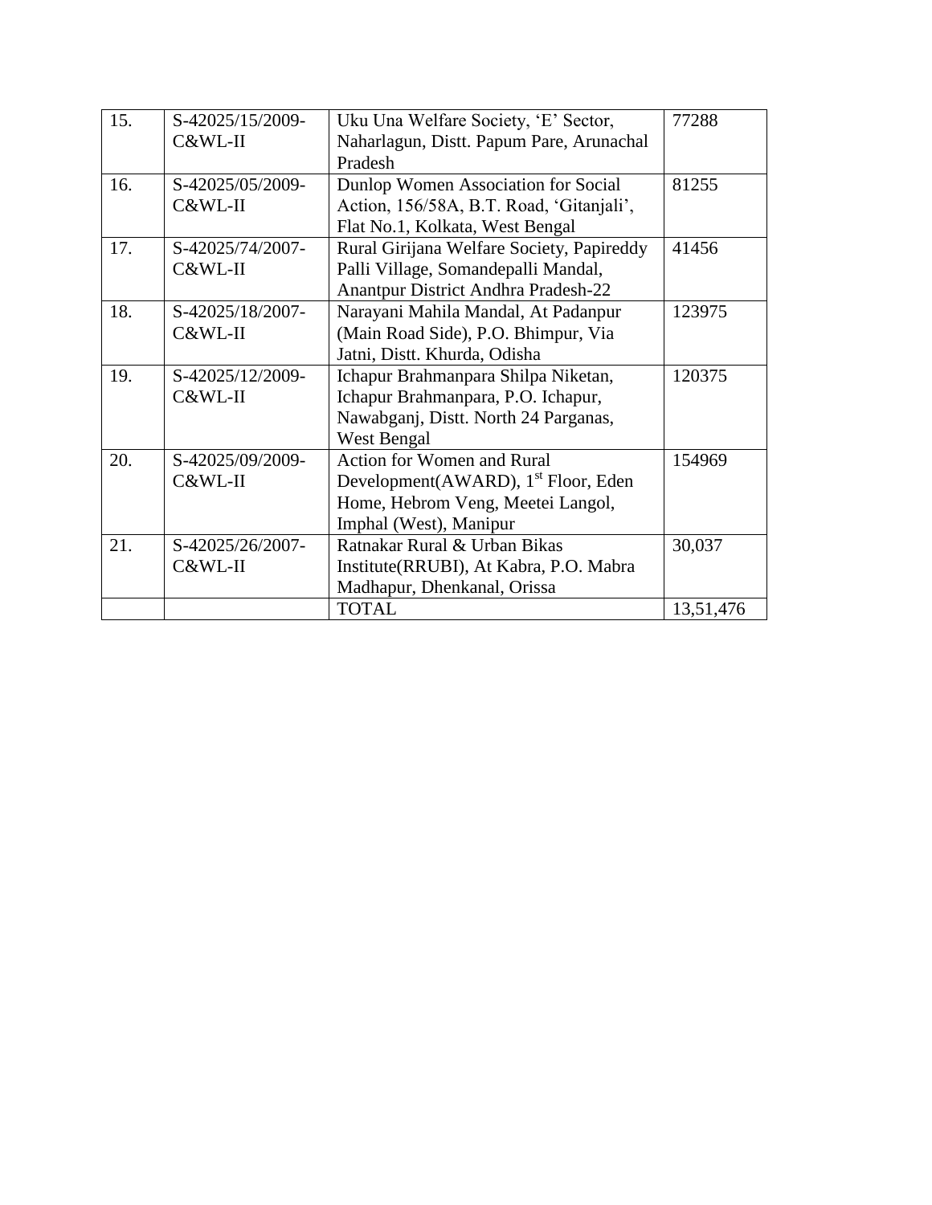| 15. | S-42025/15/2009-C&WL-II | Uku Una Welfare Society, 'E' Sector, Naharlagun, Distt. Papum Pare, Arunachal Pradesh | 77288 |
|---|---|---|---|
| 16. | S-42025/05/2009-C&WL-II | Dunlop Women Association for Social Action, 156/58A, B.T. Road, 'Gitanjali', Flat No.1, Kolkata, West Bengal | 81255 |
| 17. | S-42025/74/2007-C&WL-II | Rural Girijana Welfare Society, Papireddy Palli Village, Somandepalli Mandal, Anantpur District Andhra Pradesh-22 | 41456 |
| 18. | S-42025/18/2007-C&WL-II | Narayani Mahila Mandal, At Padanpur (Main Road Side), P.O. Bhimpur, Via Jatni, Distt. Khurda, Odisha | 123975 |
| 19. | S-42025/12/2009-C&WL-II | Ichapur Brahmanpara Shilpa Niketan, Ichapur Brahmanpara, P.O. Ichapur, Nawabganj, Distt. North 24 Parganas, West Bengal | 120375 |
| 20. | S-42025/09/2009-C&WL-II | Action for Women and Rural Development(AWARD), 1st Floor, Eden Home, Hebrom Veng, Meetei Langol, Imphal (West), Manipur | 154969 |
| 21. | S-42025/26/2007-C&WL-II | Ratnakar Rural & Urban Bikas Institute(RRUBI), At Kabra, P.O. Mabra Madhapur, Dhenkanal, Orissa | 30,037 |
| | | TOTAL | 13,51,476 |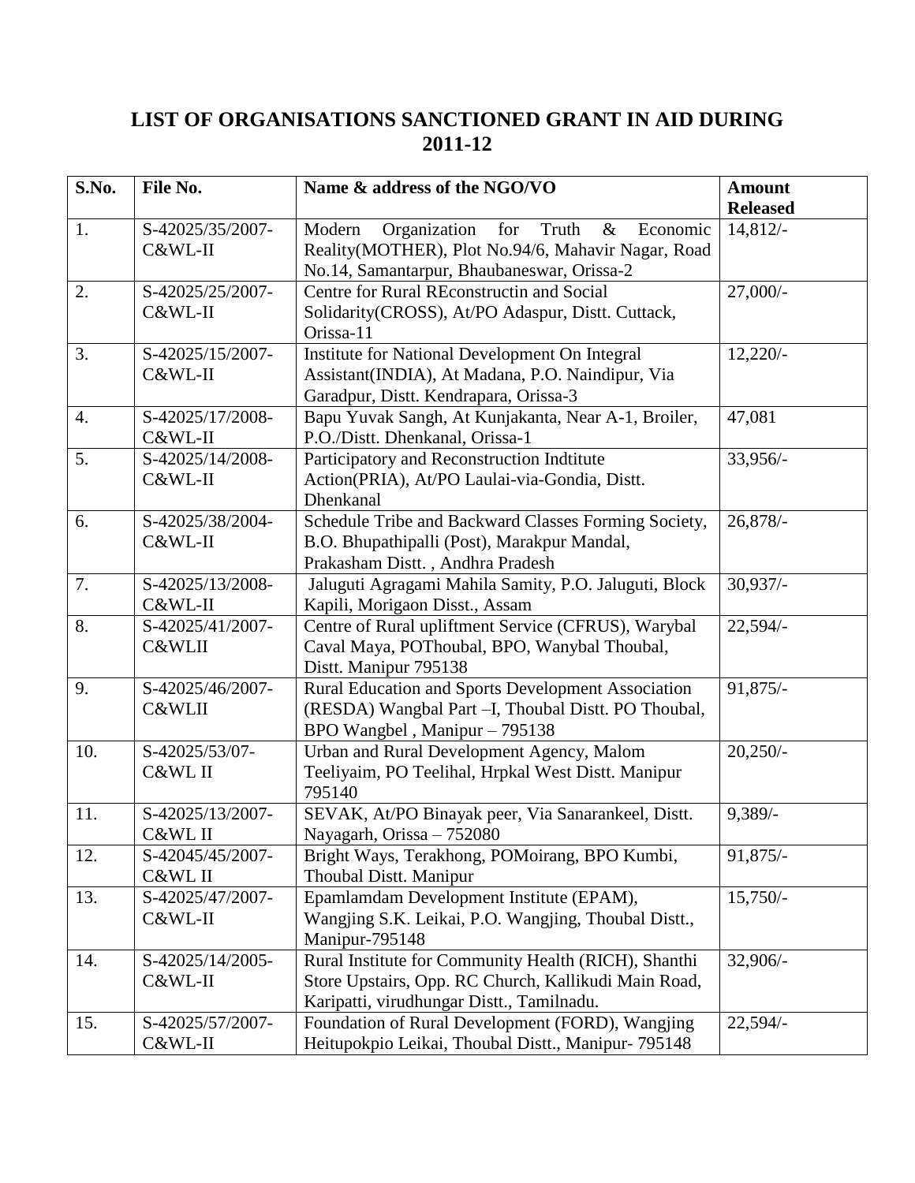# LIST OF ORGANISATIONS SANCTIONED GRANT IN AID DURING 2011-12

| S.No. | File No. | Name & address of the NGO/VO | Amount Released |
|---|---|---|---|
| 1. | S-42025/35/2007-C&WL-II | Modern Organization for Truth & Economic Reality(MOTHER), Plot No.94/6, Mahavir Nagar, Road No.14, Samantarpur, Bhaubaneswar, Orissa-2 | 14,812/- |
| 2. | S-42025/25/2007-C&WL-II | Centre for Rural REconstructin and Social Solidarity(CROSS), At/PO Adaspur, Distt. Cuttack, Orissa-11 | 27,000/- |
| 3. | S-42025/15/2007-C&WL-II | Institute for National Development On Integral Assistant(INDIA), At Madana, P.O. Naindipur, Via Garadpur, Distt. Kendrapara, Orissa-3 | 12,220/- |
| 4. | S-42025/17/2008-C&WL-II | Bapu Yuvak Sangh, At Kunjakanta, Near A-1, Broiler, P.O./Distt. Dhenkanal, Orissa-1 | 47,081 |
| 5. | S-42025/14/2008-C&WL-II | Participatory and Reconstruction Indtitute Action(PRIA), At/PO Laulai-via-Gondia, Distt. Dhenkanal | 33,956/- |
| 6. | S-42025/38/2004-C&WL-II | Schedule Tribe and Backward Classes Forming Society, B.O. Bhupathipalli (Post), Marakpur Mandal, Prakasham Distt. , Andhra Pradesh | 26,878/- |
| 7. | S-42025/13/2008-C&WL-II | Jaluguti Agragami Mahila Samity, P.O. Jaluguti, Block Kapili, Morigaon Disst., Assam | 30,937/- |
| 8. | S-42025/41/2007-C&WLII | Centre of Rural upliftment Service (CFRUS), Warybal Caval Maya, POThoubal, BPO, Wanybal Thoubal, Distt. Manipur 795138 | 22,594/- |
| 9. | S-42025/46/2007-C&WLII | Rural Education and Sports Development Association (RESDA) Wangbal Part –I, Thoubal Distt. PO Thoubal, BPO Wangbel , Manipur – 795138 | 91,875/- |
| 10. | S-42025/53/07-C&WL II | Urban and Rural Development Agency, Malom Teeliyaim, PO Teelihal, Hrpkal West Distt. Manipur 795140 | 20,250/- |
| 11. | S-42025/13/2007-C&WL II | SEVAK, At/PO Binayak peer, Via Sanarankeel, Distt. Nayagarh, Orissa – 752080 | 9,389/- |
| 12. | S-42045/45/2007-C&WL II | Bright Ways, Terakhong, POMoirang, BPO Kumbi, Thoubal Distt. Manipur | 91,875/- |
| 13. | S-42025/47/2007-C&WL-II | Epamlamdam Development Institute (EPAM), Wangjing S.K. Leikai, P.O. Wangjing, Thoubal Distt., Manipur-795148 | 15,750/- |
| 14. | S-42025/14/2005-C&WL-II | Rural Institute for Community Health (RICH), Shanthi Store Upstairs, Opp. RC Church, Kallikudi Main Road, Karipatti, virudhungar Distt., Tamilnadu. | 32,906/- |
| 15. | S-42025/57/2007-C&WL-II | Foundation of Rural Development (FORD), Wangjing Heitupokpio Leikai, Thoubal Distt., Manipur- 795148 | 22,594/- |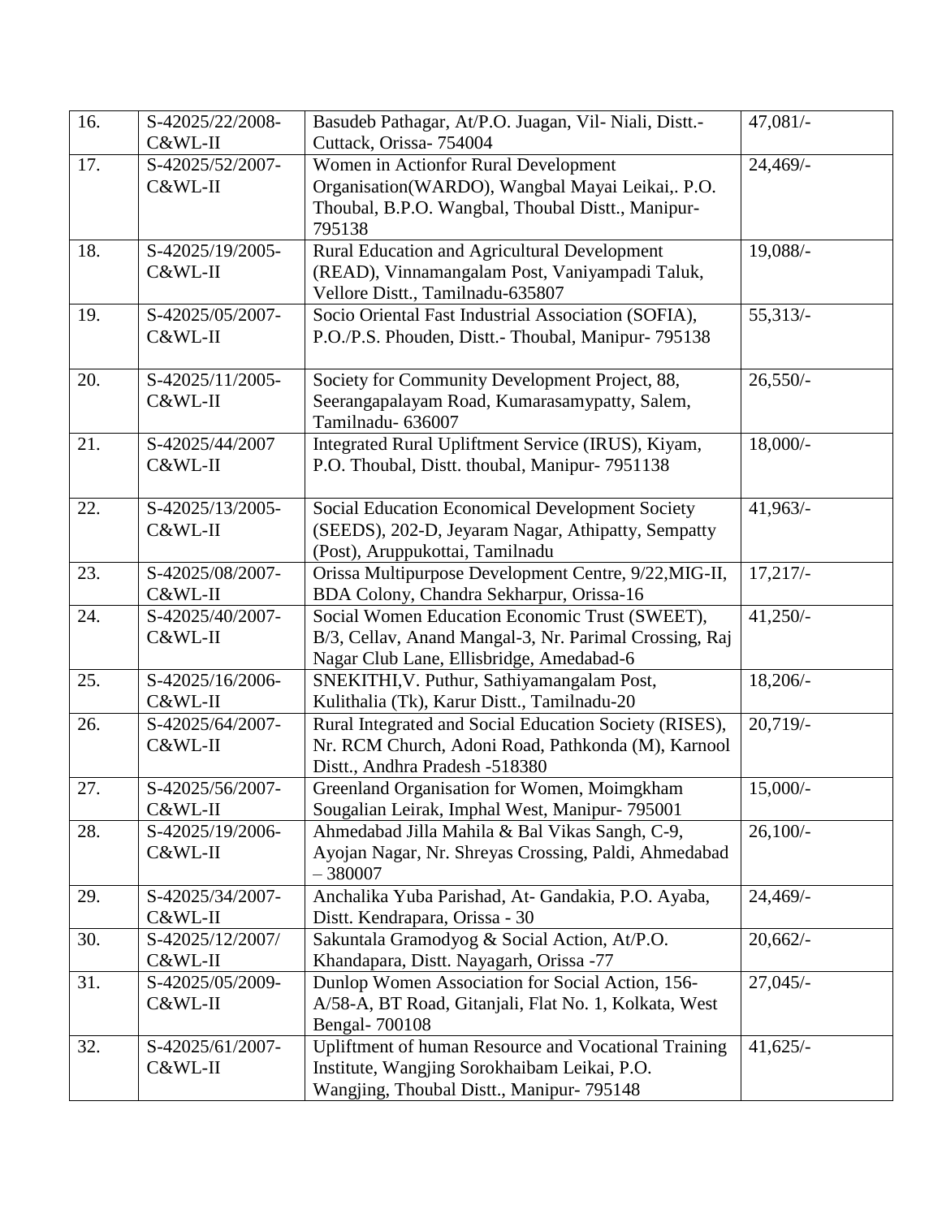| 16. | S-42025/22/2008-C&WL-II | Basudeb Pathagar, At/P.O. Juagan, Vil- Niali, Distt.- Cuttack, Orissa- 754004 | 47,081/- |
|---|---|---|---|
| 17. | S-42025/52/2007-C&WL-II | Women in Actionfor Rural Development Organisation(WARDO), Wangbal Mayai Leikai,. P.O. Thoubal, B.P.O. Wangbal, Thoubal Distt., Manipur-795138 | 24,469/- |
| 18. | S-42025/19/2005-C&WL-II | Rural Education and Agricultural Development (READ), Vinnamangalam Post, Vaniyampadi Taluk, Vellore Distt., Tamilnadu-635807 | 19,088/- |
| 19. | S-42025/05/2007-C&WL-II | Socio Oriental Fast Industrial Association (SOFIA), P.O./P.S. Phouden, Distt.- Thoubal, Manipur- 795138 | 55,313/- |
| 20. | S-42025/11/2005-C&WL-II | Society for Community Development Project, 88, Seerangapalayam Road, Kumarasamypatty, Salem, Tamilnadu- 636007 | 26,550/- |
| 21. | S-42025/44/2007 C&WL-II | Integrated Rural Upliftment Service (IRUS), Kiyam, P.O. Thoubal, Distt. thoubal, Manipur- 7951138 | 18,000/- |
| 22. | S-42025/13/2005-C&WL-II | Social Education Economical Development Society (SEEDS), 202-D, Jeyaram Nagar, Athipatty, Sempatty (Post), Aruppukottai, Tamilnadu | 41,963/- |
| 23. | S-42025/08/2007-C&WL-II | Orissa Multipurpose Development Centre, 9/22,MIG-II, BDA Colony, Chandra Sekharpur, Orissa-16 | 17,217/- |
| 24. | S-42025/40/2007-C&WL-II | Social Women Education Economic Trust (SWEET), B/3, Cellav, Anand Mangal-3, Nr. Parimal Crossing, Raj Nagar Club Lane, Ellisbridge, Amedabad-6 | 41,250/- |
| 25. | S-42025/16/2006-C&WL-II | SNEKITHI,V. Puthur, Sathiyamangalam Post, Kulithalia (Tk), Karur Distt., Tamilnadu-20 | 18,206/- |
| 26. | S-42025/64/2007-C&WL-II | Rural Integrated and Social Education Society (RISES), Nr. RCM Church, Adoni Road, Pathkonda (M), Karnool Distt., Andhra Pradesh -518380 | 20,719/- |
| 27. | S-42025/56/2007-C&WL-II | Greenland Organisation for Women, Moimgkham Sougalian Leirak, Imphal West, Manipur- 795001 | 15,000/- |
| 28. | S-42025/19/2006-C&WL-II | Ahmedabad Jilla Mahila & Bal Vikas Sangh, C-9, Ayojan Nagar, Nr. Shreyas Crossing, Paldi, Ahmedabad – 380007 | 26,100/- |
| 29. | S-42025/34/2007-C&WL-II | Anchalika Yuba Parishad, At- Gandakia, P.O. Ayaba, Distt. Kendrapara, Orissa - 30 | 24,469/- |
| 30. | S-42025/12/2007/ C&WL-II | Sakuntala Gramodyog & Social Action, At/P.O. Khandapara, Distt. Nayagarh, Orissa -77 | 20,662/- |
| 31. | S-42025/05/2009-C&WL-II | Dunlop Women Association for Social Action, 156-A/58-A, BT Road, Gitanjali, Flat No. 1, Kolkata, West Bengal- 700108 | 27,045/- |
| 32. | S-42025/61/2007-C&WL-II | Upliftment of human Resource and Vocational Training Institute, Wangjing Sorokhaibam Leikai, P.O. Wangjing, Thoubal Distt., Manipur- 795148 | 41,625/- |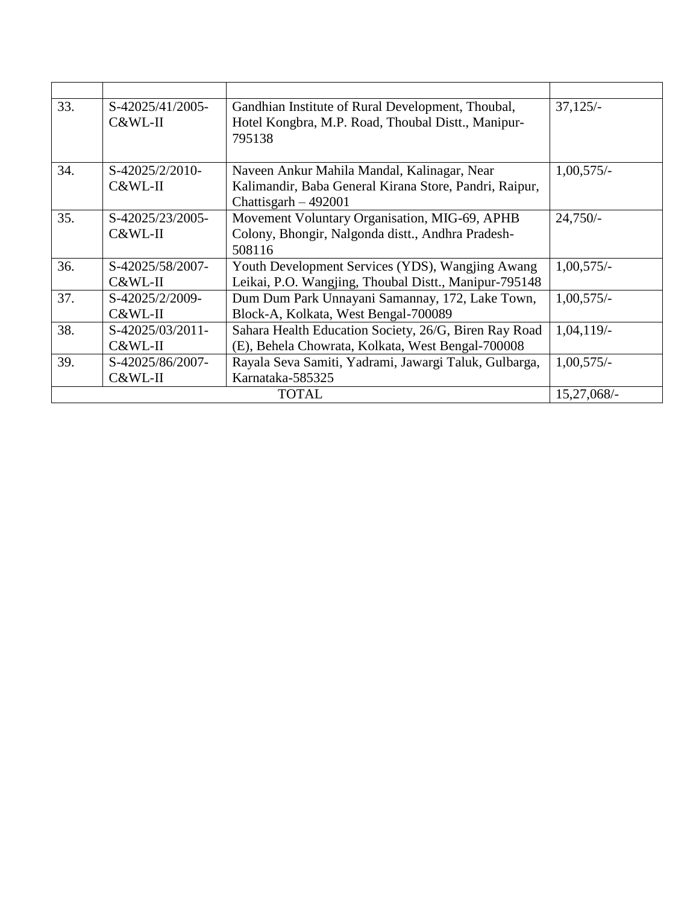| | | | |
|---|---|---|---|
| 33. | S-42025/41/2005-C&WL-II | Gandhian Institute of Rural Development, Thoubal, Hotel Kongbra, M.P. Road, Thoubal Distt., Manipur-795138 | 37,125/- |
| 34. | S-42025/2/2010-C&WL-II | Naveen Ankur Mahila Mandal, Kalinagar, Near Kalimandir, Baba General Kirana Store, Pandri, Raipur, Chattisgarh – 492001 | 1,00,575/- |
| 35. | S-42025/23/2005-C&WL-II | Movement Voluntary Organisation, MIG-69, APHB Colony, Bhongir, Nalgonda distt., Andhra Pradesh-508116 | 24,750/- |
| 36. | S-42025/58/2007-C&WL-II | Youth Development Services (YDS), Wangjing Awang Leikai, P.O. Wangjing, Thoubal Distt., Manipur-795148 | 1,00,575/- |
| 37. | S-42025/2/2009-C&WL-II | Dum Dum Park Unnayani Samannay, 172, Lake Town, Block-A, Kolkata, West Bengal-700089 | 1,00,575/- |
| 38. | S-42025/03/2011-C&WL-II | Sahara Health Education Society, 26/G, Biren Ray Road (E), Behela Chowrata, Kolkata, West Bengal-700008 | 1,04,119/- |
| 39. | S-42025/86/2007-C&WL-II | Rayala Seva Samiti, Yadrami, Jawargi Taluk, Gulbarga, Karnataka-585325 | 1,00,575/- |
| | | TOTAL | 15,27,068/- |